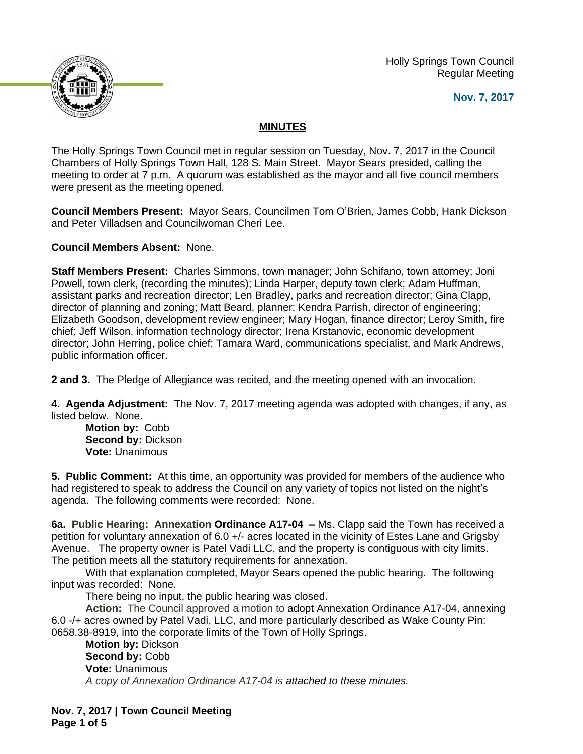Holly Springs Town Council
Regular Meeting

**Nov. 7, 2017**

**MINUTES**

The Holly Springs Town Council met in regular session on Tuesday, Nov. 7, 2017 in the Council Chambers of Holly Springs Town Hall, 128 S. Main Street. Mayor Sears presided, calling the meeting to order at 7 p.m. A quorum was established as the mayor and all five council members were present as the meeting opened.

**Council Members Present:** Mayor Sears, Councilmen Tom O'Brien, James Cobb, Hank Dickson and Peter Villadsen and Councilwoman Cheri Lee.

**Council Members Absent:** None.

**Staff Members Present:** Charles Simmons, town manager; John Schifano, town attorney; Joni Powell, town clerk, (recording the minutes); Linda Harper, deputy town clerk; Adam Huffman, assistant parks and recreation director; Len Bradley, parks and recreation director; Gina Clapp, director of planning and zoning; Matt Beard, planner; Kendra Parrish, director of engineering; Elizabeth Goodson, development review engineer; Mary Hogan, finance director; Leroy Smith, fire chief; Jeff Wilson, information technology director; Irena Krstanovic, economic development director; John Herring, police chief; Tamara Ward, communications specialist, and Mark Andrews, public information officer.

**2 and 3.** The Pledge of Allegiance was recited, and the meeting opened with an invocation.

**4. Agenda Adjustment:** The Nov. 7, 2017 meeting agenda was adopted with changes, if any, as listed below. None.

**Motion by:** Cobb
**Second by:** Dickson
**Vote:** Unanimous

**5. Public Comment:** At this time, an opportunity was provided for members of the audience who had registered to speak to address the Council on any variety of topics not listed on the night's agenda. The following comments were recorded: None.

**6a. Public Hearing: Annexation Ordinance A17-04 –** Ms. Clapp said the Town has received a petition for voluntary annexation of 6.0 +/- acres located in the vicinity of Estes Lane and Grigsby Avenue. The property owner is Patel Vadi LLC, and the property is contiguous with city limits. The petition meets all the statutory requirements for annexation.

With that explanation completed, Mayor Sears opened the public hearing. The following input was recorded: None.

There being no input, the public hearing was closed.

**Action:** The Council approved a motion to adopt Annexation Ordinance A17-04, annexing 6.0 -/+ acres owned by Patel Vadi, LLC, and more particularly described as Wake County Pin: 0658.38-8919, into the corporate limits of the Town of Holly Springs.

**Motion by:** Dickson
**Second by:** Cobb
**Vote:** Unanimous

*A copy of Annexation Ordinance A17-04 is attached to these minutes.*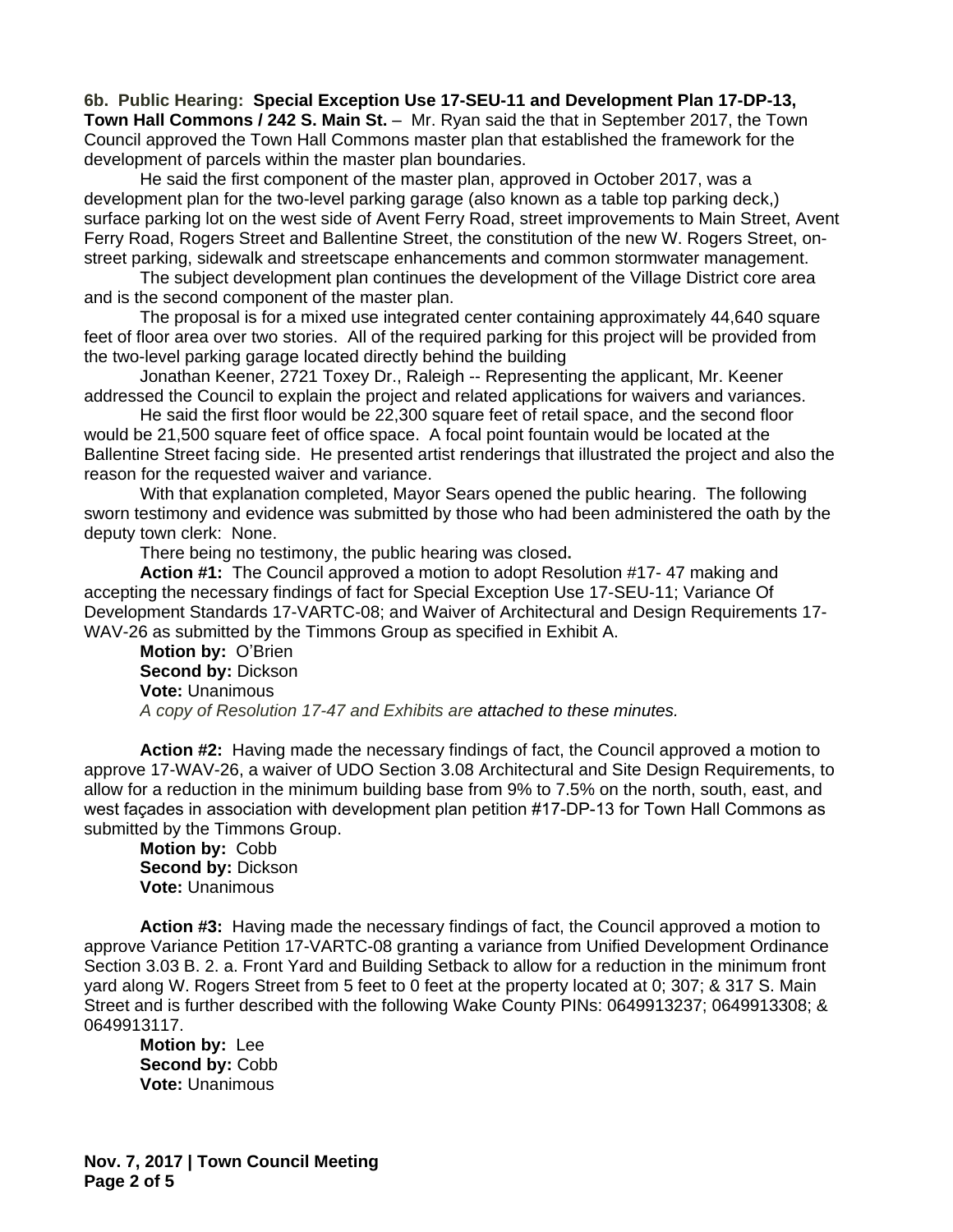**6b. Public Hearing: Special Exception Use 17-SEU-11 and Development Plan 17-DP-13, Town Hall Commons / 242 S. Main St.** – Mr. Ryan said the that in September 2017, the Town Council approved the Town Hall Commons master plan that established the framework for the development of parcels within the master plan boundaries.

He said the first component of the master plan, approved in October 2017, was a development plan for the two-level parking garage (also known as a table top parking deck,) surface parking lot on the west side of Avent Ferry Road, street improvements to Main Street, Avent Ferry Road, Rogers Street and Ballentine Street, the constitution of the new W. Rogers Street, on-street parking, sidewalk and streetscape enhancements and common stormwater management.

The subject development plan continues the development of the Village District core area and is the second component of the master plan.

The proposal is for a mixed use integrated center containing approximately 44,640 square feet of floor area over two stories. All of the required parking for this project will be provided from the two-level parking garage located directly behind the building

Jonathan Keener, 2721 Toxey Dr., Raleigh -- Representing the applicant, Mr. Keener addressed the Council to explain the project and related applications for waivers and variances.

He said the first floor would be 22,300 square feet of retail space, and the second floor would be 21,500 square feet of office space. A focal point fountain would be located at the Ballentine Street facing side. He presented artist renderings that illustrated the project and also the reason for the requested waiver and variance.

With that explanation completed, Mayor Sears opened the public hearing. The following sworn testimony and evidence was submitted by those who had been administered the oath by the deputy town clerk: None.

There being no testimony, the public hearing was closed**.**

**Action #1:** The Council approved a motion to adopt Resolution #17- 47 making and accepting the necessary findings of fact for Special Exception Use 17-SEU-11; Variance Of Development Standards 17-VARTC-08; and Waiver of Architectural and Design Requirements 17-WAV-26 as submitted by the Timmons Group as specified in Exhibit A.

**Motion by:** O'Brien
**Second by:** Dickson
**Vote:** Unanimous
*A copy of Resolution 17-47 and Exhibits are attached to these minutes.*

**Action #2:** Having made the necessary findings of fact, the Council approved a motion to approve 17-WAV-26, a waiver of UDO Section 3.08 Architectural and Site Design Requirements, to allow for a reduction in the minimum building base from 9% to 7.5% on the north, south, east, and west façades in association with development plan petition #17-DP-13 for Town Hall Commons as submitted by the Timmons Group.

**Motion by:** Cobb
**Second by:** Dickson
**Vote:** Unanimous

**Action #3:** Having made the necessary findings of fact, the Council approved a motion to approve Variance Petition 17-VARTC-08 granting a variance from Unified Development Ordinance Section 3.03 B. 2. a. Front Yard and Building Setback to allow for a reduction in the minimum front yard along W. Rogers Street from 5 feet to 0 feet at the property located at 0; 307; & 317 S. Main Street and is further described with the following Wake County PINs: 0649913237; 0649913308; & 0649913117.

**Motion by:** Lee
**Second by:** Cobb
**Vote:** Unanimous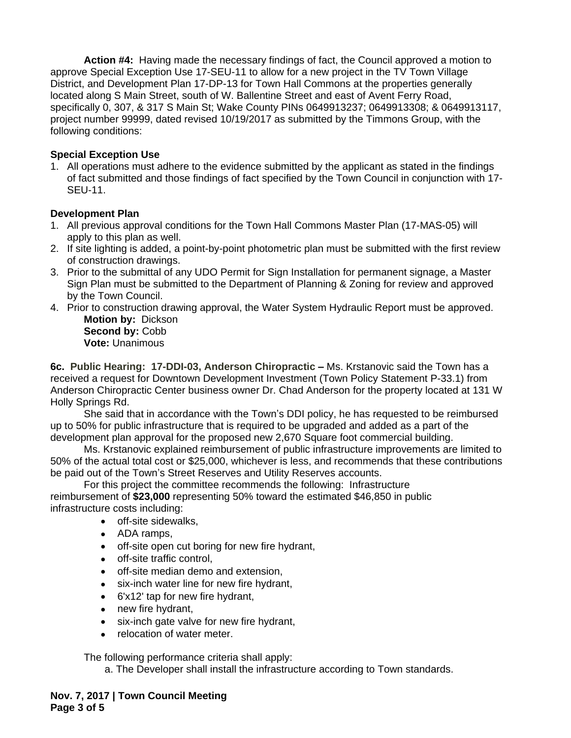**Action #4:** Having made the necessary findings of fact, the Council approved a motion to approve Special Exception Use 17-SEU-11 to allow for a new project in the TV Town Village District, and Development Plan 17-DP-13 for Town Hall Commons at the properties generally located along S Main Street, south of W. Ballentine Street and east of Avent Ferry Road, specifically 0, 307, & 317 S Main St; Wake County PINs 0649913237; 0649913308; & 0649913117, project number 99999, dated revised 10/19/2017 as submitted by the Timmons Group, with the following conditions:

**Special Exception Use**

1. All operations must adhere to the evidence submitted by the applicant as stated in the findings of fact submitted and those findings of fact specified by the Town Council in conjunction with 17-SEU-11.

**Development Plan**

1. All previous approval conditions for the Town Hall Commons Master Plan (17-MAS-05) will apply to this plan as well.
2. If site lighting is added, a point-by-point photometric plan must be submitted with the first review of construction drawings.
3. Prior to the submittal of any UDO Permit for Sign Installation for permanent signage, a Master Sign Plan must be submitted to the Department of Planning & Zoning for review and approved by the Town Council.
4. Prior to construction drawing approval, the Water System Hydraulic Report must be approved.

**Motion by:** Dickson
**Second by:** Cobb
**Vote:** Unanimous

**6c. Public Hearing: 17-DDI-03, Anderson Chiropractic –** Ms. Krstanovic said the Town has a received a request for Downtown Development Investment (Town Policy Statement P-33.1) from Anderson Chiropractic Center business owner Dr. Chad Anderson for the property located at 131 W Holly Springs Rd.

She said that in accordance with the Town's DDI policy, he has requested to be reimbursed up to 50% for public infrastructure that is required to be upgraded and added as a part of the development plan approval for the proposed new 2,670 Square foot commercial building.

Ms. Krstanovic explained reimbursement of public infrastructure improvements are limited to 50% of the actual total cost or $25,000, whichever is less, and recommends that these contributions be paid out of the Town's Street Reserves and Utility Reserves accounts.

For this project the committee recommends the following: Infrastructure reimbursement of **$23,000** representing 50% toward the estimated $46,850 in public infrastructure costs including:

- off-site sidewalks,
- ADA ramps,
- off-site open cut boring for new fire hydrant,
- off-site traffic control,
- off-site median demo and extension,
- six-inch water line for new fire hydrant,
- 6'x12' tap for new fire hydrant,
- new fire hydrant,
- six-inch gate valve for new fire hydrant,
- relocation of water meter.

The following performance criteria shall apply:

a. The Developer shall install the infrastructure according to Town standards.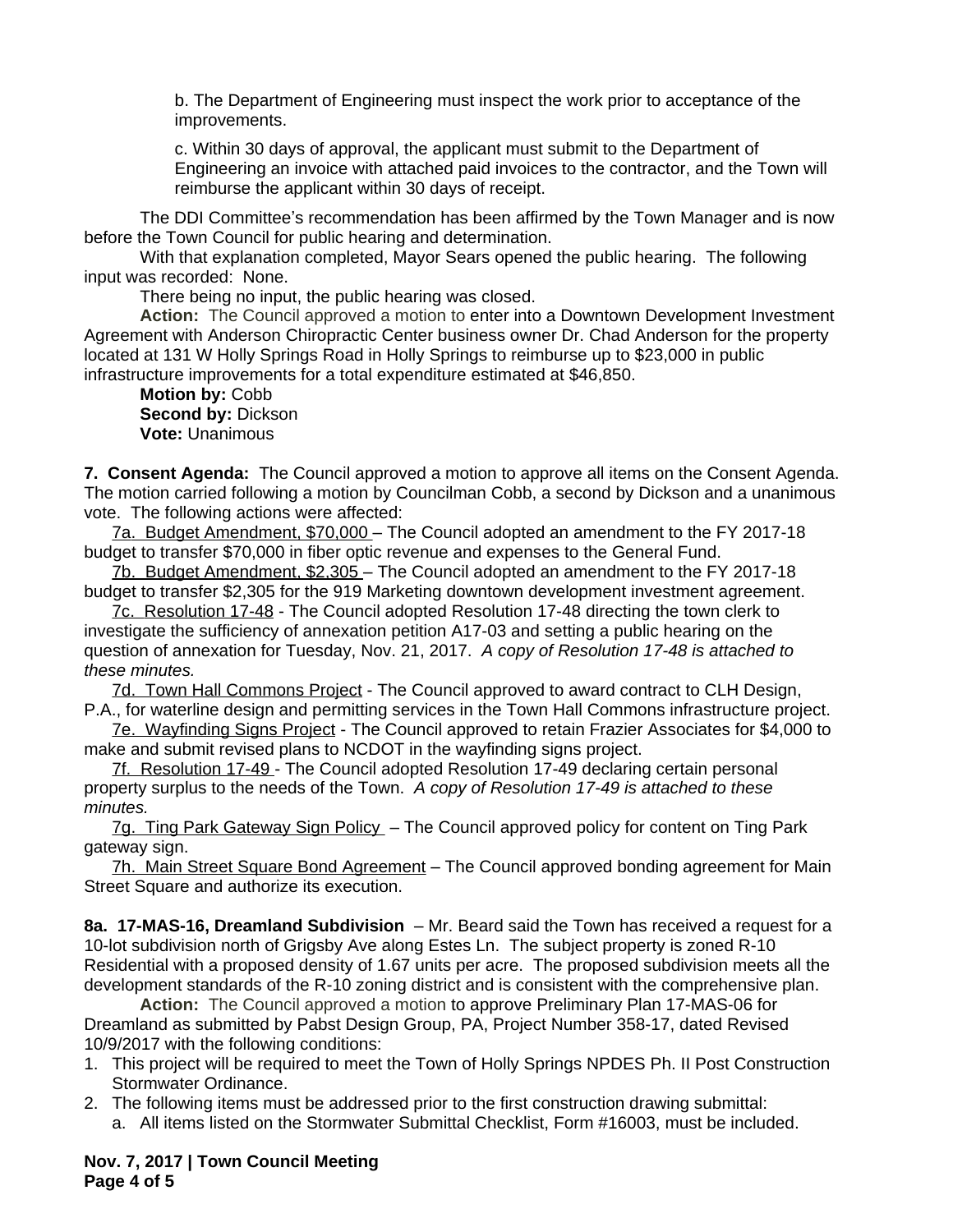b. The Department of Engineering must inspect the work prior to acceptance of the improvements.

c. Within 30 days of approval, the applicant must submit to the Department of Engineering an invoice with attached paid invoices to the contractor, and the Town will reimburse the applicant within 30 days of receipt.

The DDI Committee's recommendation has been affirmed by the Town Manager and is now before the Town Council for public hearing and determination.

With that explanation completed, Mayor Sears opened the public hearing. The following input was recorded: None.

There being no input, the public hearing was closed.

**Action:** The Council approved a motion to enter into a Downtown Development Investment Agreement with Anderson Chiropractic Center business owner Dr. Chad Anderson for the property located at 131 W Holly Springs Road in Holly Springs to reimburse up to $23,000 in public infrastructure improvements for a total expenditure estimated at $46,850.

**Motion by:** Cobb
**Second by:** Dickson
**Vote:** Unanimous

**7. Consent Agenda:** The Council approved a motion to approve all items on the Consent Agenda. The motion carried following a motion by Councilman Cobb, a second by Dickson and a unanimous vote. The following actions were affected:

7a. Budget Amendment, $70,000 – The Council adopted an amendment to the FY 2017-18 budget to transfer $70,000 in fiber optic revenue and expenses to the General Fund.

7b. Budget Amendment, $2,305 – The Council adopted an amendment to the FY 2017-18 budget to transfer $2,305 for the 919 Marketing downtown development investment agreement.

7c. Resolution 17-48 - The Council adopted Resolution 17-48 directing the town clerk to investigate the sufficiency of annexation petition A17-03 and setting a public hearing on the question of annexation for Tuesday, Nov. 21, 2017. *A copy of Resolution 17-48 is attached to these minutes.*

7d. Town Hall Commons Project - The Council approved to award contract to CLH Design, P.A., for waterline design and permitting services in the Town Hall Commons infrastructure project.

7e. Wayfinding Signs Project - The Council approved to retain Frazier Associates for $4,000 to make and submit revised plans to NCDOT in the wayfinding signs project.

7f. Resolution 17-49 - The Council adopted Resolution 17-49 declaring certain personal property surplus to the needs of the Town. *A copy of Resolution 17-49 is attached to these minutes.*

7g. Ting Park Gateway Sign Policy – The Council approved policy for content on Ting Park gateway sign.

7h. Main Street Square Bond Agreement – The Council approved bonding agreement for Main Street Square and authorize its execution.

**8a. 17-MAS-16, Dreamland Subdivision** – Mr. Beard said the Town has received a request for a 10-lot subdivision north of Grigsby Ave along Estes Ln. The subject property is zoned R-10 Residential with a proposed density of 1.67 units per acre. The proposed subdivision meets all the development standards of the R-10 zoning district and is consistent with the comprehensive plan.

**Action:** The Council approved a motion to approve Preliminary Plan 17-MAS-06 for Dreamland as submitted by Pabst Design Group, PA, Project Number 358-17, dated Revised 10/9/2017 with the following conditions:

1. This project will be required to meet the Town of Holly Springs NPDES Ph. II Post Construction Stormwater Ordinance.
2. The following items must be addressed prior to the first construction drawing submittal:
   a. All items listed on the Stormwater Submittal Checklist, Form #16003, must be included.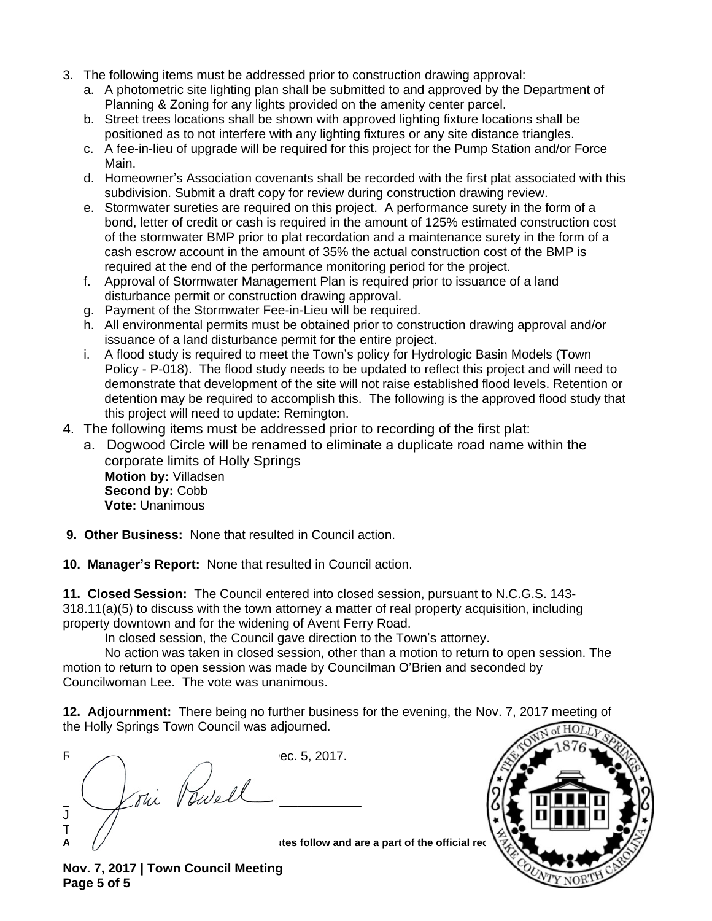3. The following items must be addressed prior to construction drawing approval:
   a. A photometric site lighting plan shall be submitted to and approved by the Department of Planning & Zoning for any lights provided on the amenity center parcel.
   b. Street trees locations shall be shown with approved lighting fixture locations shall be positioned as to not interfere with any lighting fixtures or any site distance triangles.
   c. A fee-in-lieu of upgrade will be required for this project for the Pump Station and/or Force Main.
   d. Homeowner's Association covenants shall be recorded with the first plat associated with this subdivision. Submit a draft copy for review during construction drawing review.
   e. Stormwater sureties are required on this project. A performance surety in the form of a bond, letter of credit or cash is required in the amount of 125% estimated construction cost of the stormwater BMP prior to plat recordation and a maintenance surety in the form of a cash escrow account in the amount of 35% the actual construction cost of the BMP is required at the end of the performance monitoring period for the project.
   f. Approval of Stormwater Management Plan is required prior to issuance of a land disturbance permit or construction drawing approval.
   g. Payment of the Stormwater Fee-in-Lieu will be required.
   h. All environmental permits must be obtained prior to construction drawing approval and/or issuance of a land disturbance permit for the entire project.
   i. A flood study is required to meet the Town's policy for Hydrologic Basin Models (Town Policy - P-018). The flood study needs to be updated to reflect this project and will need to demonstrate that development of the site will not raise established flood levels. Retention or detention may be required to accomplish this. The following is the approved flood study that this project will need to update: Remington.
4. The following items must be addressed prior to recording of the first plat:
   a. Dogwood Circle will be renamed to eliminate a duplicate road name within the corporate limits of Holly Springs

   **Motion by:** Villadsen
   **Second by:** Cobb
   **Vote:** Unanimous

**9. Other Business:** None that resulted in Council action.

**10. Manager's Report:** None that resulted in Council action.

**11. Closed Session:** The Council entered into closed session, pursuant to N.C.G.S. 143-318.11(a)(5) to discuss with the town attorney a matter of real property acquisition, including property downtown and for the widening of Avent Ferry Road.

In closed session, the Council gave direction to the Town's attorney.

No action was taken in closed session, other than a motion to return to open session. The motion to return to open session was made by Councilman O'Brien and seconded by Councilwoman Lee. The vote was unanimous.

**12. Adjournment:** There being no further business for the evening, the Nov. 7, 2017 meeting of the Holly Springs Town Council was adjourned.

R ec. 5, 2017.

_______________________

J
T
**A ıtes follow and are a part of the official rec**